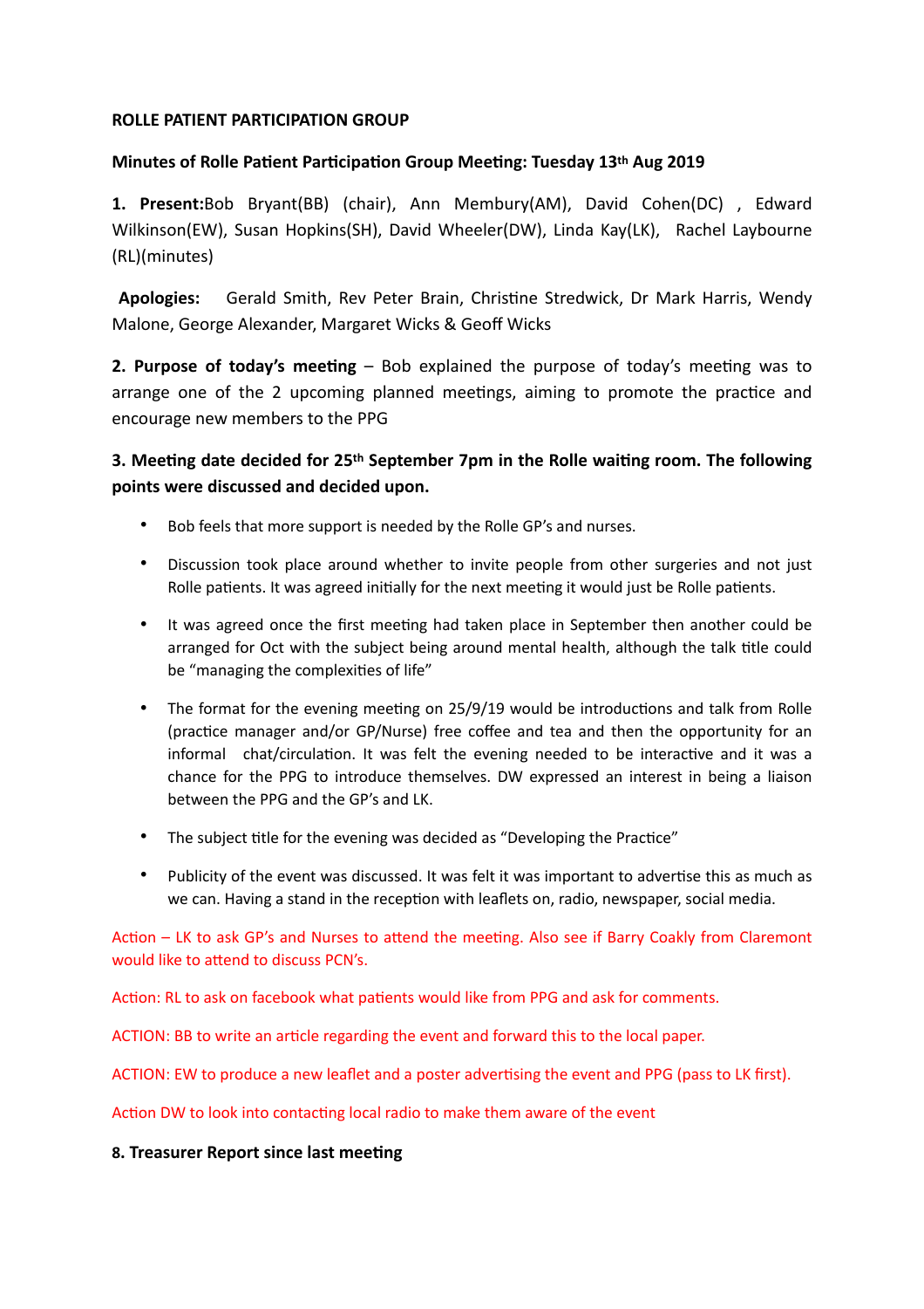**ROLLE PATIENT PARTICIPATION GROUP**

**Minutes of Rolle Patient Participation Group Meeting: Tuesday 13th Aug 2019**

**1. Present:** Bob Bryant(BB) (chair), Ann Membury(AM), David Cohen(DC) , Edward Wilkinson(EW), Susan Hopkins(SH), David Wheeler(DW), Linda Kay(LK), Rachel Laybourne (RL)(minutes)

**Apologies:** Gerald Smith, Rev Peter Brain, Christine Stredwick, Dr Mark Harris, Wendy Malone, George Alexander, Margaret Wicks & Geoff Wicks

**2. Purpose of today's meeting** – Bob explained the purpose of today's meeting was to arrange one of the 2 upcoming planned meetings, aiming to promote the practice and encourage new members to the PPG

**3. Meeting date decided for 25th September 7pm in the Rolle waiting room. The following points were discussed and decided upon.**

- Bob feels that more support is needed by the Rolle GP's and nurses.
- Discussion took place around whether to invite people from other surgeries and not just Rolle patients. It was agreed initially for the next meeting it would just be Rolle patients.
- It was agreed once the first meeting had taken place in September then another could be arranged for Oct with the subject being around mental health, although the talk title could be "managing the complexities of life"
- The format for the evening meeting on 25/9/19 would be introductions and talk from Rolle (practice manager and/or GP/Nurse) free coffee and tea and then the opportunity for an informal chat/circulation. It was felt the evening needed to be interactive and it was a chance for the PPG to introduce themselves. DW expressed an interest in being a liaison between the PPG and the GP's and LK.
- The subject title for the evening was decided as "Developing the Practice"
- Publicity of the event was discussed. It was felt it was important to advertise this as much as we can. Having a stand in the reception with leaflets on, radio, newspaper, social media.

Action – LK to ask GP's and Nurses to attend the meeting. Also see if Barry Coakly from Claremont would like to attend to discuss PCN's.

Action: RL to ask on facebook what patients would like from PPG and ask for comments.

ACTION: BB to write an article regarding the event and forward this to the local paper.

ACTION: EW to produce a new leaflet and a poster advertising the event and PPG (pass to LK first).

Action DW to look into contacting local radio to make them aware of the event

**8. Treasurer Report since last meeting**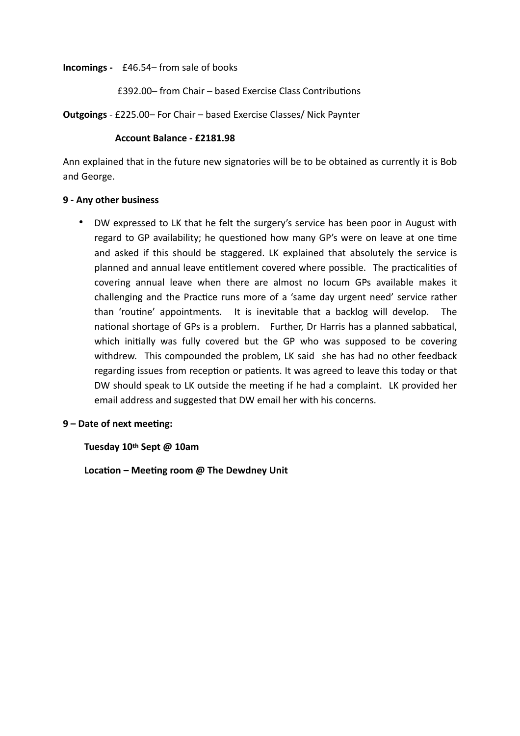**Incomings -** £46.54– from sale of books

£392.00– from Chair – based Exercise Class Contributions

**Outgoings** - £225.00– For Chair – based Exercise Classes/ Nick Paynter

**Account Balance - £2181.98**

Ann explained that in the future new signatories will be to be obtained as currently it is Bob and George.

**9 - Any other business**

- DW expressed to LK that he felt the surgery's service has been poor in August with regard to GP availability; he questioned how many GP's were on leave at one time and asked if this should be staggered. LK explained that absolutely the service is planned and annual leave entitlement covered where possible. The practicalities of covering annual leave when there are almost no locum GPs available makes it challenging and the Practice runs more of a 'same day urgent need' service rather than 'routine' appointments. It is inevitable that a backlog will develop. The national shortage of GPs is a problem. Further, Dr Harris has a planned sabbatical, which initially was fully covered but the GP who was supposed to be covering withdrew. This compounded the problem, LK said she has had no other feedback regarding issues from reception or patients. It was agreed to leave this today or that DW should speak to LK outside the meeting if he had a complaint. LK provided her email address and suggested that DW email her with his concerns.

**9 – Date of next meeting:**

**Tuesday 10th Sept @ 10am**

**Location – Meeting room @ The Dewdney Unit**